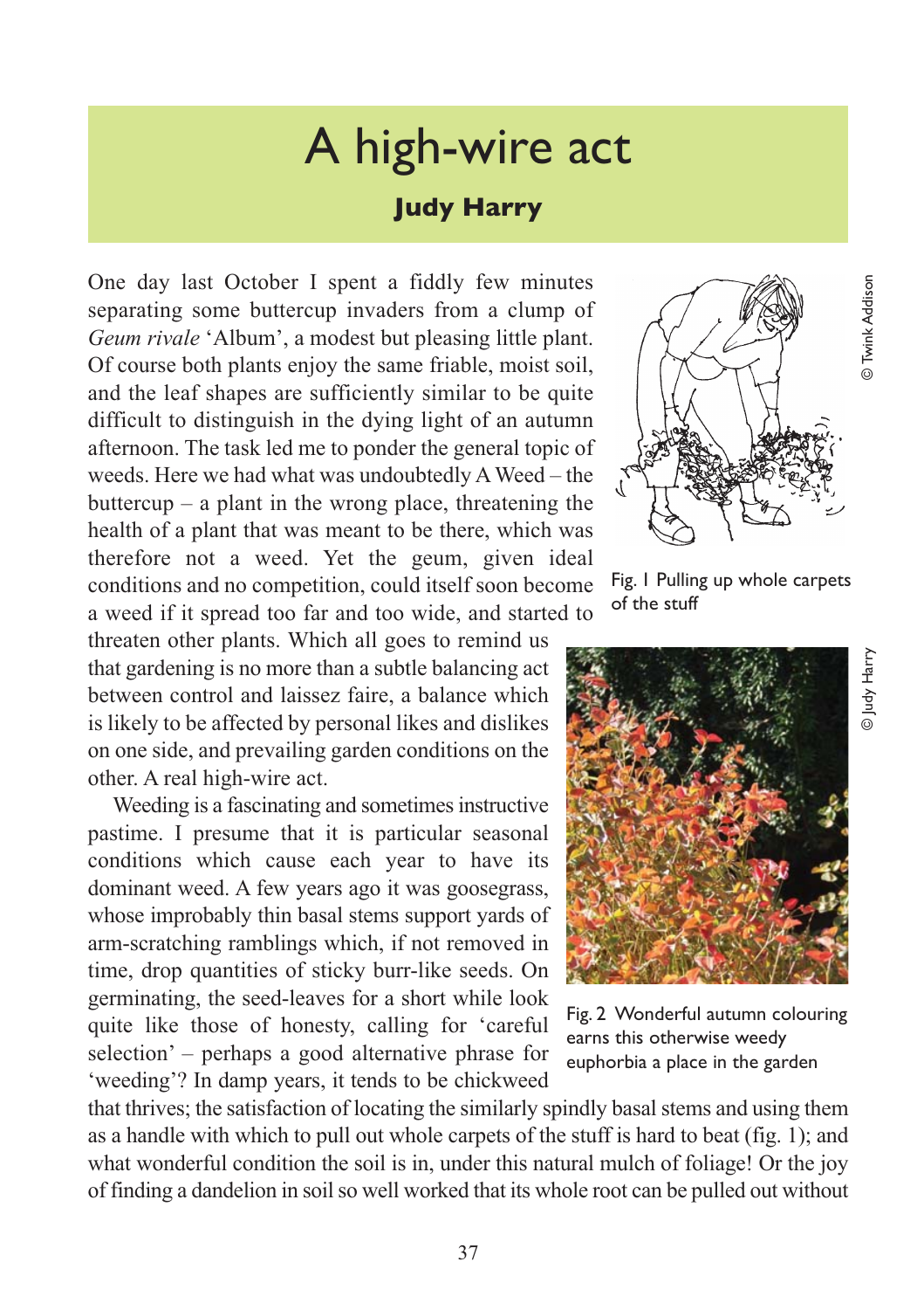# A high-wire act

**Judy Harry**

One day last October I spent a fiddly few minutes separating some buttercup invaders from a clump of *Geum rivale* 'Album', a modest but pleasing little plant. Of course both plants enjoy the same friable, moist soil, and the leaf shapes are sufficiently similar to be quite difficult to distinguish in the dying light of an autumn afternoon. The task led me to ponder the general topic of weeds. Here we had what was undoubtedly A Weed – the buttercup – a plant in the wrong place, threatening the health of a plant that was meant to be there, which was therefore not a weed. Yet the geum, given ideal conditions and no competition, could itself soon become a weed if it spread too far and too wide, and started to threaten other plants. Which all goes to remind us that gardening is no more than a subtle balancing act between control and laissez faire, a balance which is likely to be affected by personal likes and dislikes on one side, and prevailing garden conditions on the other. A real high-wire act.

© Twink Addison

Fig. 1 Pulling up whole carpets of the stuff

© Judy Harry

Fig. 2 Wonderful autumn colouring earns this otherwise weedy euphorbia a place in the garden

Weeding is a fascinating and sometimes instructive pastime. I presume that it is particular seasonal conditions which cause each year to have its dominant weed. A few years ago it was goosegrass, whose improbably thin basal stems support yards of arm-scratching ramblings which, if not removed in time, drop quantities of sticky burr-like seeds. On germinating, the seed-leaves for a short while look quite like those of honesty, calling for 'careful selection' – perhaps a good alternative phrase for 'weeding'? In damp years, it tends to be chickweed that thrives; the satisfaction of locating the similarly spindly basal stems and using them as a handle with which to pull out whole carpets of the stuff is hard to beat (fig. 1); and what wonderful condition the soil is in, under this natural mulch of foliage! Or the joy of finding a dandelion in soil so well worked that its whole root can be pulled out without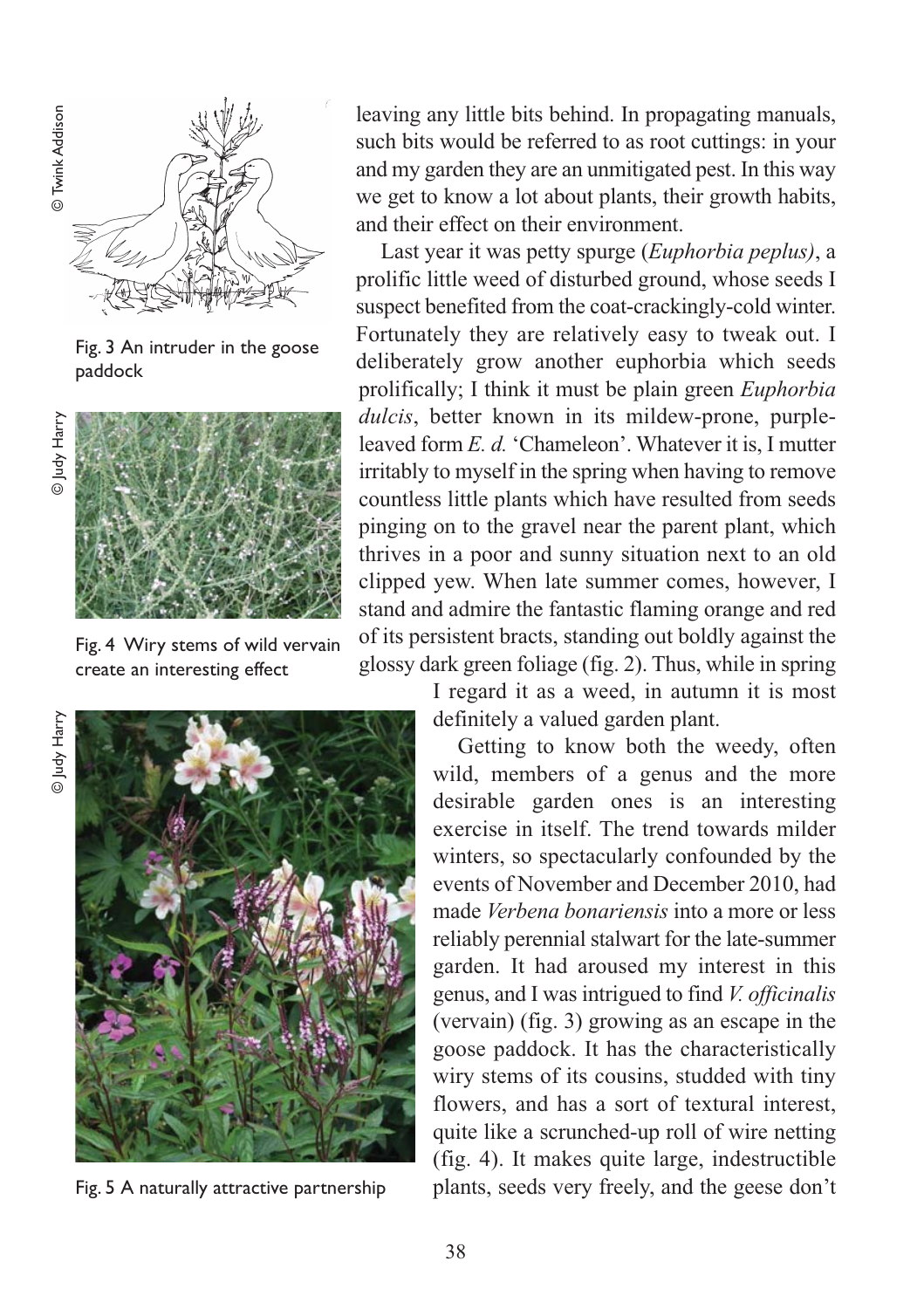Fig. 3 An intruder in the goose paddock

© Twink Addison

Fig. 4 Wiry stems of wild vervain create an interesting effect

© Judy Harry

Fig. 5 A naturally attractive partnership

© Judy Harry

leaving any little bits behind. In propagating manuals, such bits would be referred to as root cuttings: in your and my garden they are an unmitigated pest. In this way we get to know a lot about plants, their growth habits, and their effect on their environment.

Last year it was petty spurge (*Euphorbia peplus)*, a prolific little weed of disturbed ground, whose seeds I suspect benefited from the coat-crackingly-cold winter. Fortunately they are relatively easy to tweak out. I deliberately grow another euphorbia which seeds prolifically; I think it must be plain green *Euphorbia dulcis*, better known in its mildew-prone, purple-leaved form *E. d.* 'Chameleon'. Whatever it is, I mutter irritably to myself in the spring when having to remove countless little plants which have resulted from seeds pinging on to the gravel near the parent plant, which thrives in a poor and sunny situation next to an old clipped yew. When late summer comes, however, I stand and admire the fantastic flaming orange and red of its persistent bracts, standing out boldly against the glossy dark green foliage (fig. 2). Thus, while in spring I regard it as a weed, in autumn it is most definitely a valued garden plant.

Getting to know both the weedy, often wild, members of a genus and the more desirable garden ones is an interesting exercise in itself. The trend towards milder winters, so spectacularly confounded by the events of November and December 2010, had made *Verbena bonariensis* into a more or less reliably perennial stalwart for the late-summer garden. It had aroused my interest in this genus, and I was intrigued to find *V. officinalis* (vervain) (fig. 3) growing as an escape in the goose paddock. It has the characteristically wiry stems of its cousins, studded with tiny flowers, and has a sort of textural interest, quite like a scrunched-up roll of wire netting (fig. 4). It makes quite large, indestructible plants, seeds very freely, and the geese don't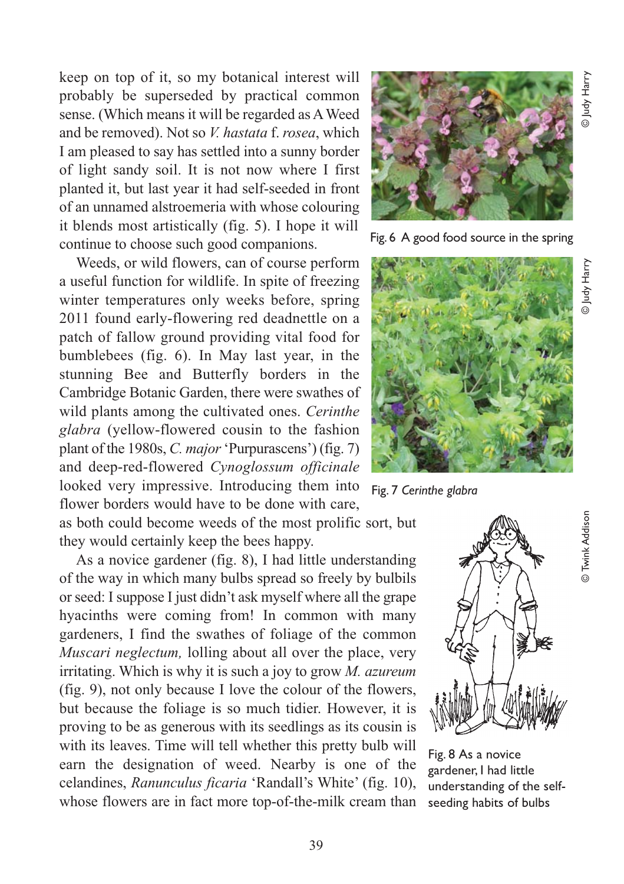keep on top of it, so my botanical interest will probably be superseded by practical common sense. (Which means it will be regarded as A Weed and be removed). Not so *V. hastata* f. *rosea*, which I am pleased to say has settled into a sunny border of light sandy soil. It is not now where I first planted it, but last year it had self-seeded in front of an unnamed alstroemeria with whose colouring it blends most artistically (fig. 5). I hope it will continue to choose such good companions.

Weeds, or wild flowers, can of course perform a useful function for wildlife. In spite of freezing winter temperatures only weeks before, spring 2011 found early-flowering red deadnettle on a patch of fallow ground providing vital food for bumblebees (fig. 6). In May last year, in the stunning Bee and Butterfly borders in the Cambridge Botanic Garden, there were swathes of wild plants among the cultivated ones. *Cerinthe glabra* (yellow-flowered cousin to the fashion plant of the 1980s, *C. major* 'Purpurascens') (fig. 7) and deep-red-flowered *Cynoglossum officinale* looked very impressive. Introducing them into flower borders would have to be done with care, as both could become weeds of the most prolific sort, but they would certainly keep the bees happy.

As a novice gardener (fig. 8), I had little understanding of the way in which many bulbs spread so freely by bulbils or seed: I suppose I just didn't ask myself where all the grape hyacinths were coming from! In common with many gardeners, I find the swathes of foliage of the common *Muscari neglectum,* lolling about all over the place, very irritating. Which is why it is such a joy to grow *M. azureum* (fig. 9), not only because I love the colour of the flowers, but because the foliage is so much tidier. However, it is proving to be as generous with its seedlings as its cousin is with its leaves. Time will tell whether this pretty bulb will earn the designation of weed. Nearby is one of the celandines, *Ranunculus ficaria* 'Randall's White' (fig. 10), whose flowers are in fact more top-of-the-milk cream than

© Judy Harry

Fig. 6 A good food source in the spring

© Judy Harry

Fig. 7 *Cerinthe glabra*

© Twink Addison

Fig. 8 As a novice gardener, I had little understanding of the self-seeding habits of bulbs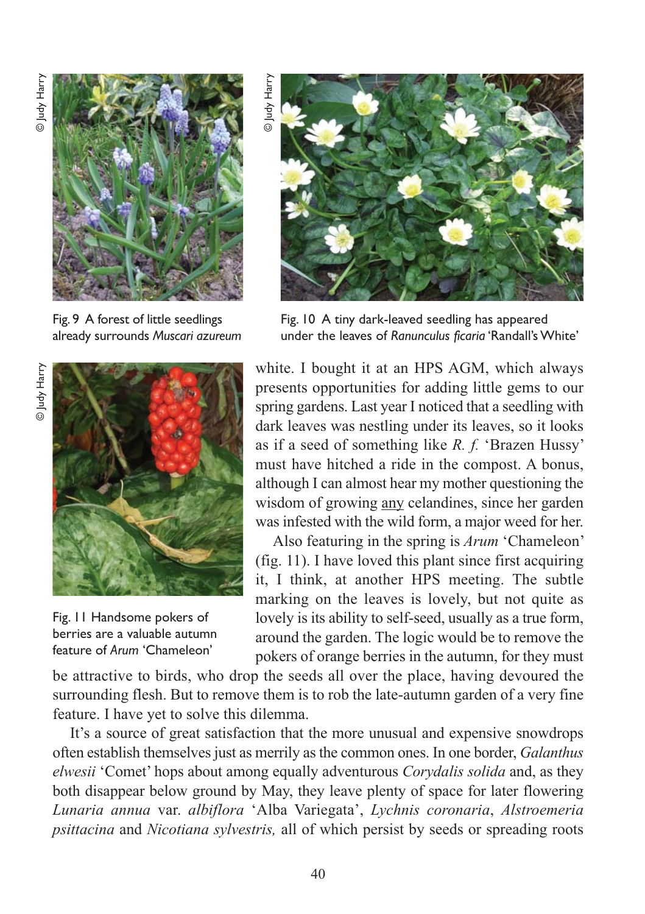Fig. 9 A forest of little seedlings already surrounds *Muscari azureum*

Fig. 10 A tiny dark-leaved seedling has appeared under the leaves of *Ranunculus ficaria* 'Randall's White'

Fig. 11 Handsome pokers of berries are a valuable autumn feature of *Arum* 'Chameleon'

white. I bought it at an HPS AGM, which always presents opportunities for adding little gems to our spring gardens. Last year I noticed that a seedling with dark leaves was nestling under its leaves, so it looks as if a seed of something like *R. f.* 'Brazen Hussy' must have hitched a ride in the compost. A bonus, although I can almost hear my mother questioning the wisdom of growing <u>any</u> celandines, since her garden was infested with the wild form, a major weed for her.

Also featuring in the spring is *Arum* 'Chameleon' (fig. 11). I have loved this plant since first acquiring it, I think, at another HPS meeting. The subtle marking on the leaves is lovely, but not quite as lovely is its ability to self-seed, usually as a true form, around the garden. The logic would be to remove the pokers of orange berries in the autumn, for they must be attractive to birds, who drop the seeds all over the place, having devoured the surrounding flesh. But to remove them is to rob the late-autumn garden of a very fine feature. I have yet to solve this dilemma.

It's a source of great satisfaction that the more unusual and expensive snowdrops often establish themselves just as merrily as the common ones. In one border, *Galanthus elwesii* 'Comet' hops about among equally adventurous *Corydalis solida* and, as they both disappear below ground by May, they leave plenty of space for later flowering *Lunaria annua* var. *albiflora* 'Alba Variegata', *Lychnis coronaria*, *Alstroemeria psittacina* and *Nicotiana sylvestris,* all of which persist by seeds or spreading roots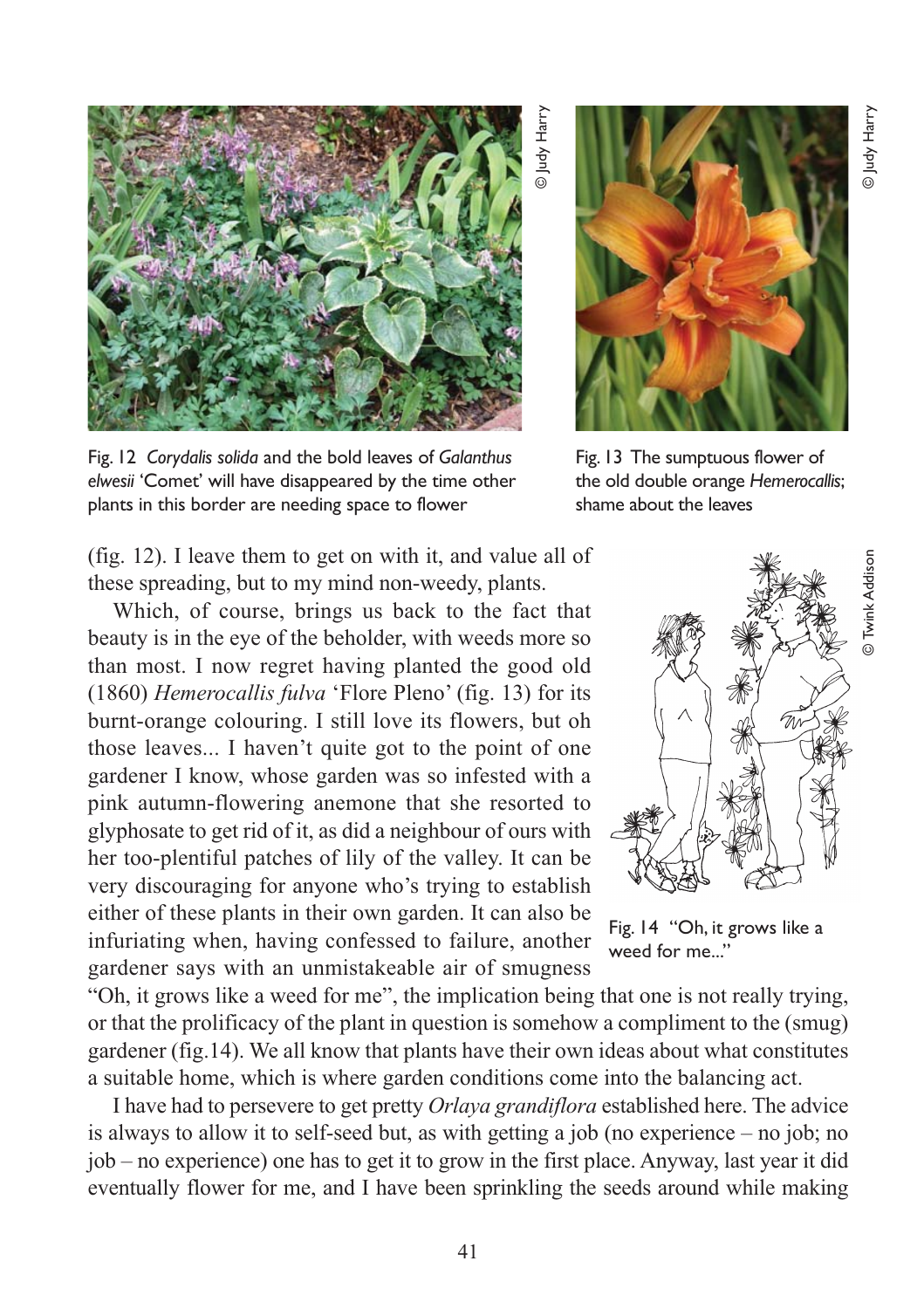Fig. 12 *Corydalis solida* and the bold leaves of *Galanthus elwesii* 'Comet' will have disappeared by the time other plants in this border are needing space to flower

© Judy Harry

Fig. 13 The sumptuous flower of the old double orange *Hemerocallis*; shame about the leaves

© Judy Harry

(fig. 12). I leave them to get on with it, and value all of these spreading, but to my mind non-weedy, plants.

Which, of course, brings us back to the fact that beauty is in the eye of the beholder, with weeds more so than most. I now regret having planted the good old (1860) *Hemerocallis fulva* 'Flore Pleno' (fig. 13) for its burnt-orange colouring. I still love its flowers, but oh those leaves... I haven't quite got to the point of one gardener I know, whose garden was so infested with a pink autumn-flowering anemone that she resorted to glyphosate to get rid of it, as did a neighbour of ours with her too-plentiful patches of lily of the valley. It can be very discouraging for anyone who's trying to establish either of these plants in their own garden. It can also be infuriating when, having confessed to failure, another gardener says with an unmistakeable air of smugness "Oh, it grows like a weed for me", the implication being that one is not really trying, or that the prolificacy of the plant in question is somehow a compliment to the (smug) gardener (fig.14). We all know that plants have their own ideas about what constitutes a suitable home, which is where garden conditions come into the balancing act.

Fig. 14 "Oh, it grows like a weed for me..."

© Twink Addison

I have had to persevere to get pretty *Orlaya grandiflora* established here. The advice is always to allow it to self-seed but, as with getting a job (no experience – no job; no job – no experience) one has to get it to grow in the first place. Anyway, last year it did eventually flower for me, and I have been sprinkling the seeds around while making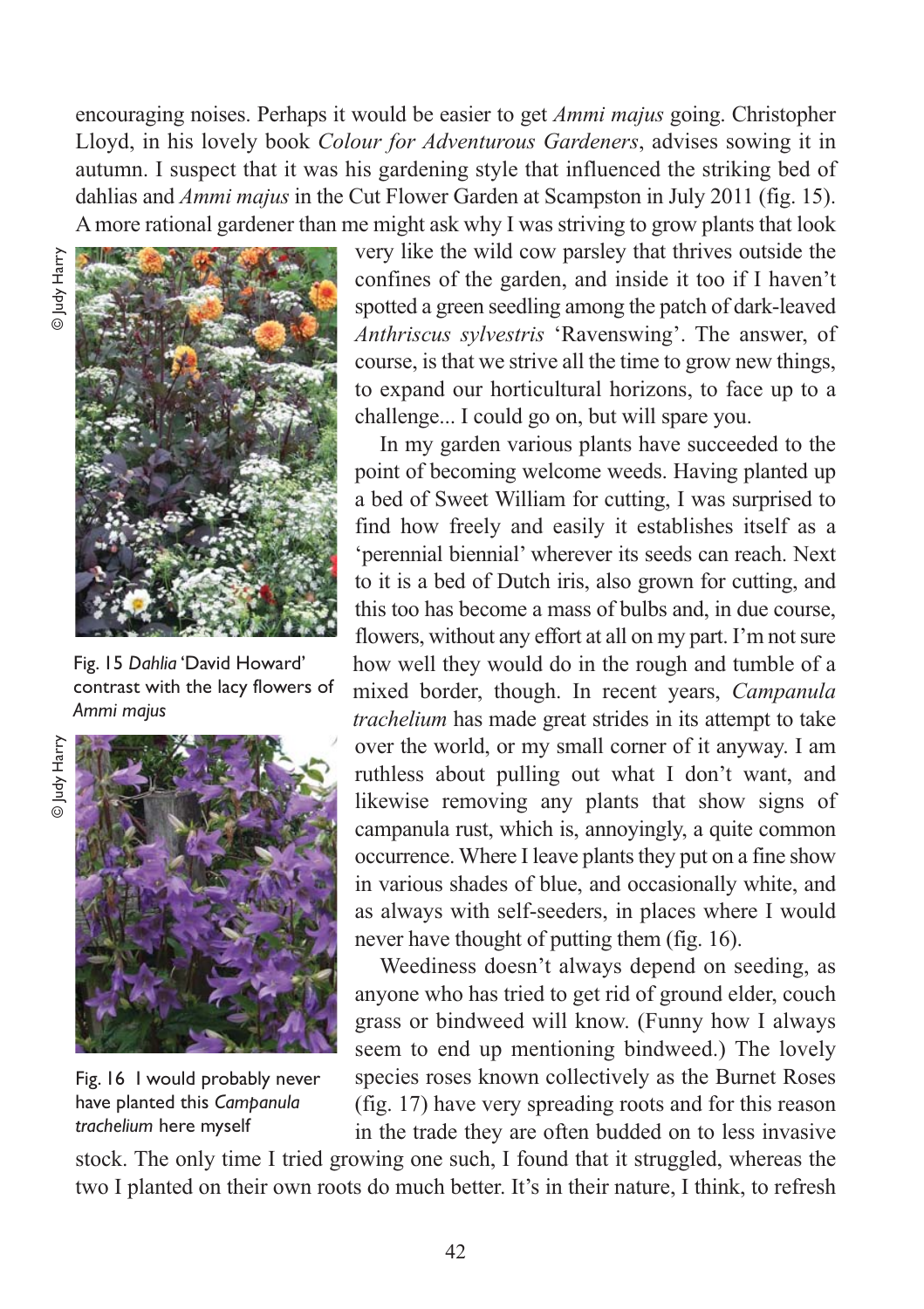encouraging noises. Perhaps it would be easier to get *Ammi majus* going. Christopher Lloyd, in his lovely book *Colour for Adventurous Gardeners*, advises sowing it in autumn. I suspect that it was his gardening style that influenced the striking bed of dahlias and *Ammi majus* in the Cut Flower Garden at Scampston in July 2011 (fig. 15). A more rational gardener than me might ask why I was striving to grow plants that look very like the wild cow parsley that thrives outside the confines of the garden, and inside it too if I haven't spotted a green seedling among the patch of dark-leaved *Anthriscus sylvestris* 'Ravenswing'. The answer, of course, is that we strive all the time to grow new things, to expand our horticultural horizons, to face up to a challenge... I could go on, but will spare you.

© Judy Harry

Fig. 15 *Dahlia* 'David Howard' contrast with the lacy flowers of *Ammi majus*

In my garden various plants have succeeded to the point of becoming welcome weeds. Having planted up a bed of Sweet William for cutting, I was surprised to find how freely and easily it establishes itself as a 'perennial biennial' wherever its seeds can reach. Next to it is a bed of Dutch iris, also grown for cutting, and this too has become a mass of bulbs and, in due course, flowers, without any effort at all on my part. I'm not sure how well they would do in the rough and tumble of a mixed border, though. In recent years, *Campanula trachelium* has made great strides in its attempt to take over the world, or my small corner of it anyway. I am ruthless about pulling out what I don't want, and likewise removing any plants that show signs of campanula rust, which is, annoyingly, a quite common occurrence. Where I leave plants they put on a fine show in various shades of blue, and occasionally white, and as always with self-seeders, in places where I would never have thought of putting them (fig. 16).

© Judy Harry

Fig. 16 I would probably never have planted this *Campanula trachelium* here myself

Weediness doesn't always depend on seeding, as anyone who has tried to get rid of ground elder, couch grass or bindweed will know. (Funny how I always seem to end up mentioning bindweed.) The lovely species roses known collectively as the Burnet Roses (fig. 17) have very spreading roots and for this reason in the trade they are often budded on to less invasive stock. The only time I tried growing one such, I found that it struggled, whereas the two I planted on their own roots do much better. It's in their nature, I think, to refresh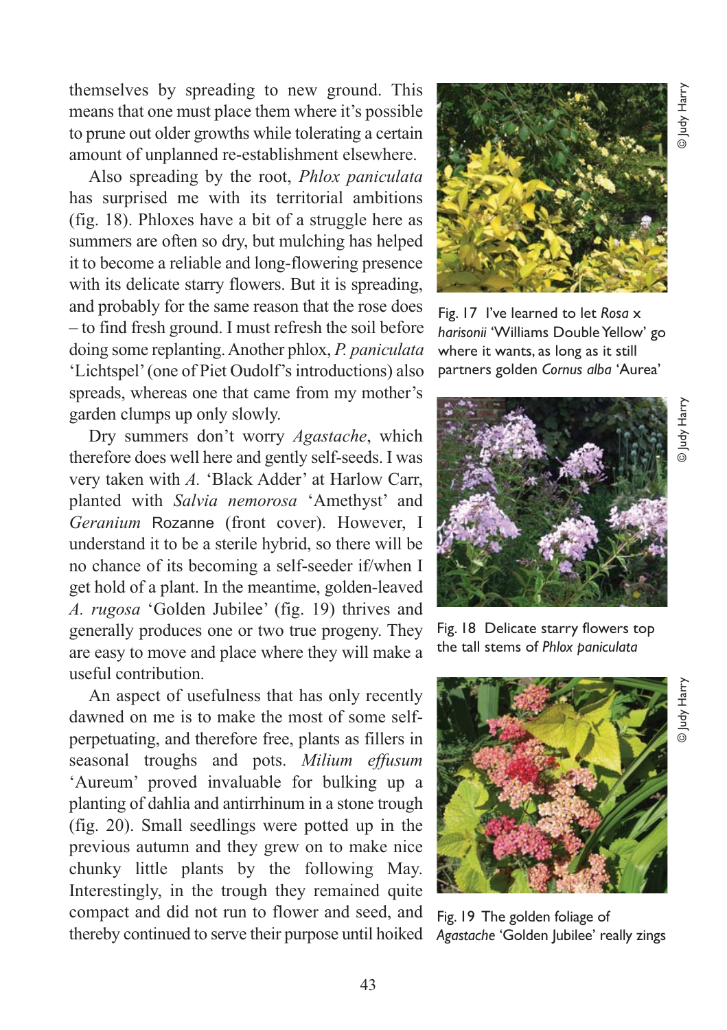themselves by spreading to new ground. This means that one must place them where it's possible to prune out older growths while tolerating a certain amount of unplanned re-establishment elsewhere.

Also spreading by the root, *Phlox paniculata* has surprised me with its territorial ambitions (fig. 18). Phloxes have a bit of a struggle here as summers are often so dry, but mulching has helped it to become a reliable and long-flowering presence with its delicate starry flowers. But it is spreading, and probably for the same reason that the rose does – to find fresh ground. I must refresh the soil before doing some replanting. Another phlox, *P. paniculata* 'Lichtspel' (one of Piet Oudolf's introductions) also spreads, whereas one that came from my mother's garden clumps up only slowly.

Dry summers don't worry *Agastache*, which therefore does well here and gently self-seeds. I was very taken with *A.* 'Black Adder' at Harlow Carr, planted with *Salvia nemorosa* 'Amethyst' and *Geranium* Rozanne (front cover). However, I understand it to be a sterile hybrid, so there will be no chance of its becoming a self-seeder if/when I get hold of a plant. In the meantime, golden-leaved *A. rugosa* 'Golden Jubilee' (fig. 19) thrives and generally produces one or two true progeny. They are easy to move and place where they will make a useful contribution.

An aspect of usefulness that has only recently dawned on me is to make the most of some self-perpetuating, and therefore free, plants as fillers in seasonal troughs and pots. *Milium effusum* 'Aureum' proved invaluable for bulking up a planting of dahlia and antirrhinum in a stone trough (fig. 20). Small seedlings were potted up in the previous autumn and they grew on to make nice chunky little plants by the following May. Interestingly, in the trough they remained quite compact and did not run to flower and seed, and thereby continued to serve their purpose until hoiked

© Judy Harry

Fig. 17 I've learned to let *Rosa* x *harisonii* 'Williams Double Yellow' go where it wants, as long as it still partners golden *Cornus alba* 'Aurea'

© Judy Harry

Fig. 18 Delicate starry flowers top the tall stems of *Phlox paniculata*

© Judy Harry

Fig. 19 The golden foliage of *Agastache* 'Golden Jubilee' really zings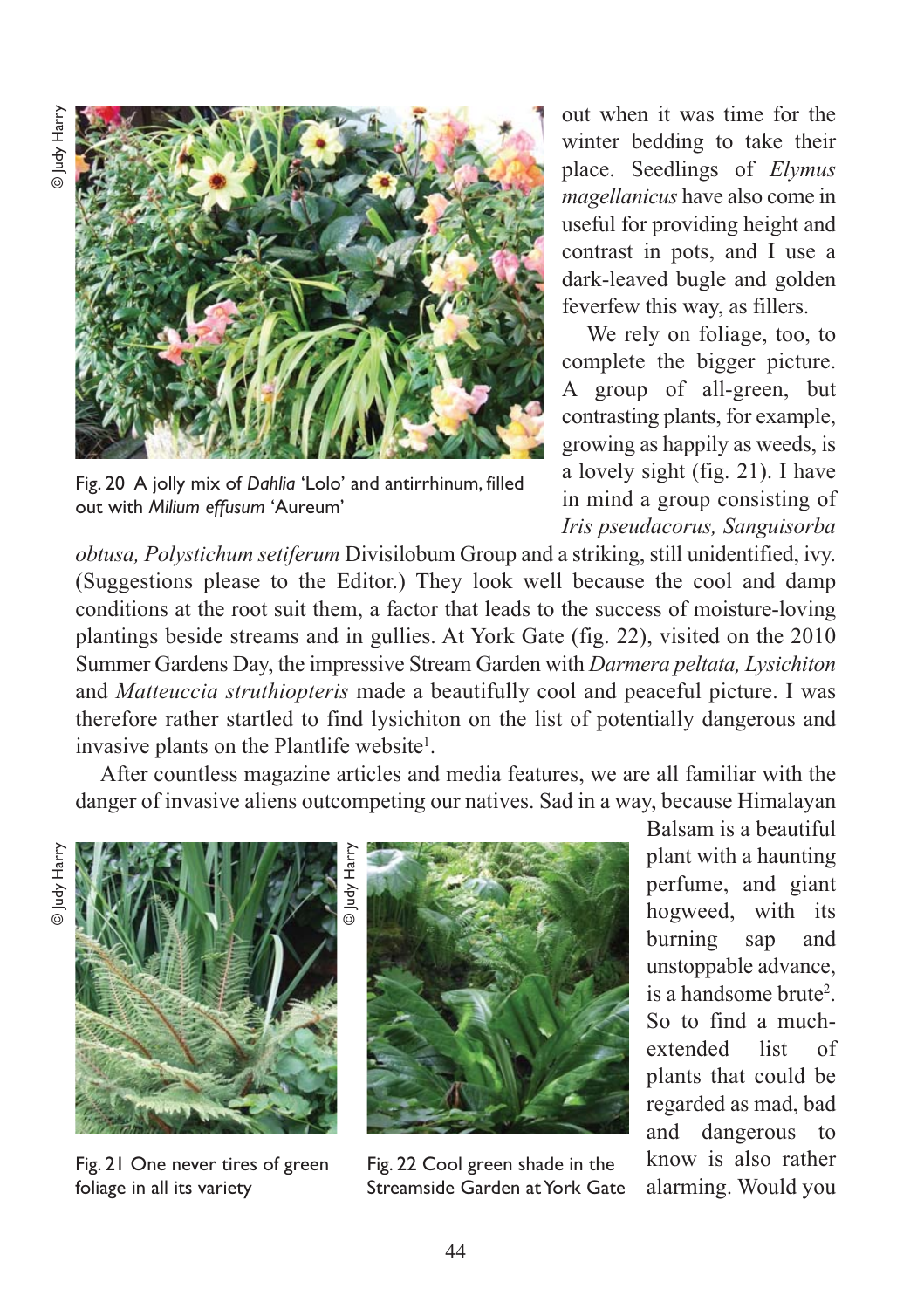Fig. 20 A jolly mix of *Dahlia* 'Lolo' and antirrhinum, filled out with *Milium effusum* 'Aureum'

out when it was time for the winter bedding to take their place. Seedlings of *Elymus magellanicus* have also come in useful for providing height and contrast in pots, and I use a dark-leaved bugle and golden feverfew this way, as fillers.

We rely on foliage, too, to complete the bigger picture. A group of all-green, but contrasting plants, for example, growing as happily as weeds, is a lovely sight (fig. 21). I have in mind a group consisting of *Iris pseudacorus, Sanguisorba obtusa, Polystichum setiferum* Divisilobum Group and a striking, still unidentified, ivy. (Suggestions please to the Editor.) They look well because the cool and damp conditions at the root suit them, a factor that leads to the success of moisture-loving plantings beside streams and in gullies. At York Gate (fig. 22), visited on the 2010 Summer Gardens Day, the impressive Stream Garden with *Darmera peltata, Lysichiton* and *Matteuccia struthiopteris* made a beautifully cool and peaceful picture. I was therefore rather startled to find lysichiton on the list of potentially dangerous and invasive plants on the Plantlife website[1].

After countless magazine articles and media features, we are all familiar with the danger of invasive aliens outcompeting our natives. Sad in a way, because Himalayan Balsam is a beautiful plant with a haunting perfume, and giant hogweed, with its burning sap and unstoppable advance, is a handsome brute[2]. So to find a much-extended list of plants that could be regarded as mad, bad and dangerous to know is also rather alarming. Would you

Fig. 21 One never tires of green foliage in all its variety

Fig. 22 Cool green shade in the Streamside Garden at York Gate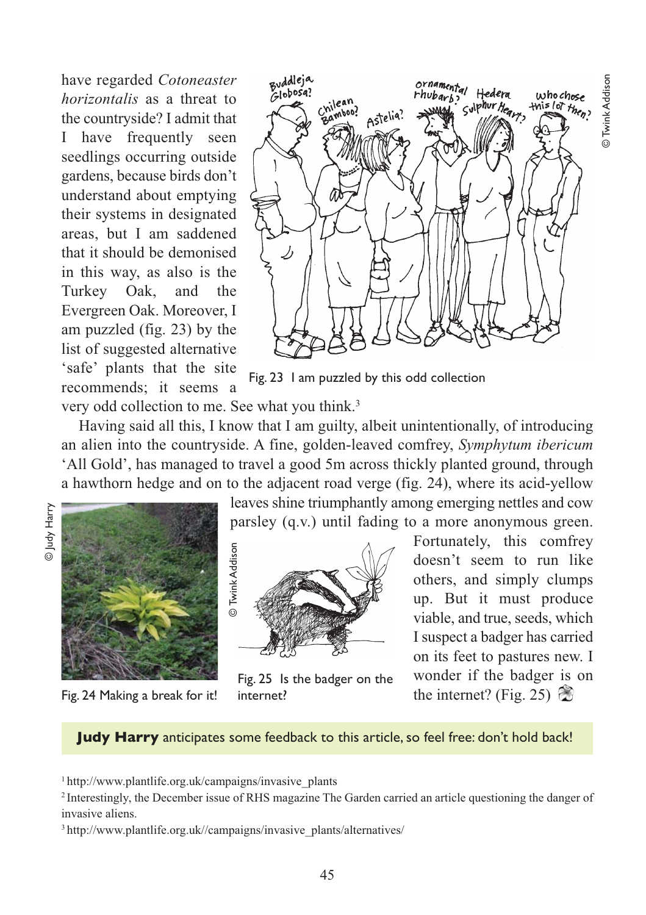have regarded *Cotoneaster horizontalis* as a threat to the countryside? I admit that I have frequently seen seedlings occurring outside gardens, because birds don't understand about emptying their systems in designated areas, but I am saddened that it should be demonised in this way, as also is the Turkey Oak, and the Evergreen Oak. Moreover, I am puzzled (fig. 23) by the list of suggested alternative 'safe' plants that the site recommends; it seems a very odd collection to me. See what you think.[3]

Fig. 23 I am puzzled by this odd collection

Having said all this, I know that I am guilty, albeit unintentionally, of introducing an alien into the countryside. A fine, golden-leaved comfrey, *Symphytum ibericum* 'All Gold', has managed to travel a good 5m across thickly planted ground, through a hawthorn hedge and on to the adjacent road verge (fig. 24), where its acid-yellow leaves shine triumphantly among emerging nettles and cow parsley (q.v.) until fading to a more anonymous green. Fortunately, this comfrey doesn't seem to run like others, and simply clumps up. But it must produce viable, and true, seeds, which I suspect a badger has carried on its feet to pastures new. I wonder if the badger is on the internet? (Fig. 25)

Fig. 24 Making a break for it!

Fig. 25 Is the badger on the internet?

**Judy Harry** anticipates some feedback to this article, so feel free: don't hold back!

[1] http://www.plantlife.org.uk/campaigns/invasive_plants

[2] Interestingly, the December issue of RHS magazine The Garden carried an article questioning the danger of invasive aliens.

[3] http://www.plantlife.org.uk//campaigns/invasive_plants/alternatives/